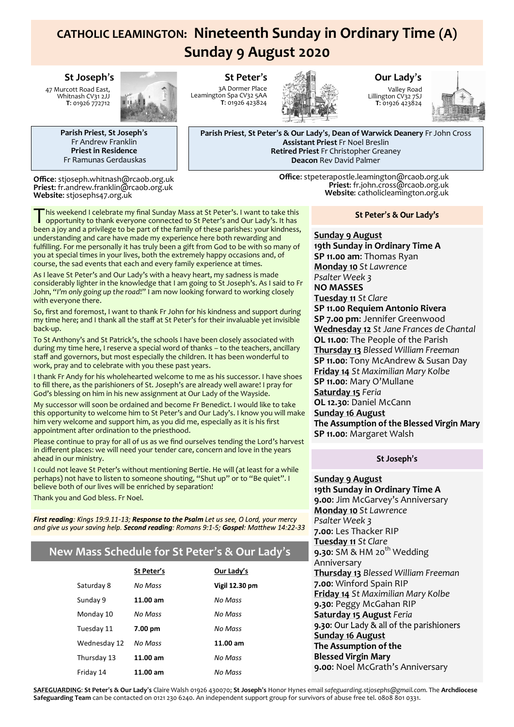# CATHOLIC LEAMINGTON: Nineteenth Sunday in Ordinary Time (A)
# Sunday 9 August 2020

**St Joseph's**
47 Murcott Road East,
Whitnash CV31 2JJ
**T**: 01926 772712

**St Peter's**
3A Dormer Place
Leamington Spa CV32 5AA
**T**: 01926 423824

**Our Lady's**
Valley Road
Lillington CV32 7SJ
**T**: 01926 423824

**Parish Priest, St Joseph's** Fr Andrew Franklin
**Priest in Residence** Fr Ramunas Gerdauskas

**Parish Priest, St Peter's & Our Lady's, Dean of Warwick Deanery** Fr John Cross
**Assistant Priest** Fr Noel Breslin
**Retired Priest** Fr Christopher Greaney
**Deacon** Rev David Palmer

**Office**: stjoseph.whitnash@rcaob.org.uk
**Priest**: fr.andrew.franklin@rcaob.org.uk
**Website**: stjosephs47.org.uk

**Office**: stpeterapostle.leamington@rcaob.org.uk
**Priest**: fr.john.cross@rcaob.org.uk
**Website**: catholicleamington.org.uk

This weekend I celebrate my final Sunday Mass at St Peter's. I want to take this opportunity to thank everyone connected to St Peter's and Our Lady's. It has been a joy and a privilege to be part of the family of these parishes: your kindness, understanding and care have made my experience here both rewarding and fulfilling. For me personally it has truly been a gift from God to be with so many of you at special times in your lives, both the extremely happy occasions and, of course, the sad events that each and every family experience at times.

As I leave St Peter's and Our Lady's with a heavy heart, my sadness is made considerably lighter in the knowledge that I am going to St Joseph's. As I said to Fr John, "*I'm only going up the road*!" I am now looking forward to working closely with everyone there.

So, first and foremost, I want to thank Fr John for his kindness and support during my time here; and I thank all the staff at St Peter's for their invaluable yet invisible back-up.

To St Anthony's and St Patrick's, the schools I have been closely associated with during my time here, I reserve a special word of thanks – to the teachers, ancillary staff and governors, but most especially the children. It has been wonderful to work, pray and to celebrate with you these past years.

I thank Fr Andy for his wholehearted welcome to me as his successor. I have shoes to fill there, as the parishioners of St. Joseph's are already well aware! I pray for God's blessing on him in his new assignment at Our Lady of the Wayside.

My successor will soon be ordained and become Fr Benedict. I would like to take this opportunity to welcome him to St Peter's and Our Lady's. I know you will make him very welcome and support him, as you did me, especially as it is his first appointment after ordination to the priesthood.

Please continue to pray for all of us as we find ourselves tending the Lord's harvest in different places: we will need your tender care, concern and love in the years ahead in our ministry.

I could not leave St Peter's without mentioning Bertie. He will (at least for a while perhaps) not have to listen to someone shouting, "Shut up" or to "Be quiet". I believe both of our lives will be enriched by separation!

Thank you and God bless. Fr Noel.

***First reading**: Kings 19:9.11-13; **Response to the Psalm** Let us see, O Lord, your mercy and give us your saving help. **Second reading**: Romans 9:1-5; **Gospel**: Matthew 14:22-33*

## New Mass Schedule for St Peter's & Our Lady's

| | St Peter's | Our Lady's |
|---|---|---|
| Saturday 8 | *No Mass* | **Vigil 12.30 pm** |
| Sunday 9 | **11.00 am** | *No Mass* |
| Monday 10 | *No Mass* | *No Mass* |
| Tuesday 11 | **7.00 pm** | *No Mass* |
| Wednesday 12 | *No Mass* | **11.00 am** |
| Thursday 13 | **11.00 am** | *No Mass* |
| Friday 14 | **11.00 am** | *No Mass* |

### St Peter's & Our Lady's

**Sunday 9 August**
**19th Sunday in Ordinary Time A**
**SP 11.00 am**: Thomas Ryan
**Monday 10** *St Lawrence*
*Psalter Week 3*
**NO MASSES**
**Tuesday 11** *St Clare*
**SP 11.00 Requiem Antonio Rivera**
**SP 7.00 pm**: Jennifer Greenwood
**Wednesday 12** *St Jane Frances de Chantal*
**OL 11.00**: The People of the Parish
**Thursday 13** *Blessed William Freeman*
**SP 11.00**: Tony McAndrew & Susan Day
**Friday 14** *St Maximilian Mary Kolbe*
**SP 11.00**: Mary O'Mullane
**Saturday 15** *Feria*
**OL 12.30**: Daniel McCann
**Sunday 16 August**
**The Assumption of the Blessed Virgin Mary**
**SP 11.00**: Margaret Walsh

### St Joseph's

**Sunday 9 August**
**19th Sunday in Ordinary Time A**
**9.00**: Jim McGarvey's Anniversary
**Monday 10** *St Lawrence*
*Psalter Week 3*
**7.00**: Les Thacker RIP
**Tuesday 11** *St Clare*
**9.30**: SM & HM 20th Wedding Anniversary
**Thursday 13** *Blessed William Freeman*
**7.00**: Winford Spain RIP
**Friday 14** *St Maximilian Mary Kolbe*
**9.30**: Peggy McGahan RIP
**Saturday 15 August** *Feria*
**9.30**: Our Lady & all of the parishioners
**Sunday 16 August**
**The Assumption of the Blessed Virgin Mary**
**9.00**: Noel McGrath's Anniversary

**SAFEGUARDING**: **St Peter's & Our Lady's** Claire Walsh 01926 430070; **St Joseph's** Honor Hynes email *safeguarding.stjosephs@gmail.com*. The **Archdiocese Safeguarding Team** can be contacted on 0121 230 6240. An independent support group for survivors of abuse free tel. 0808 801 0331.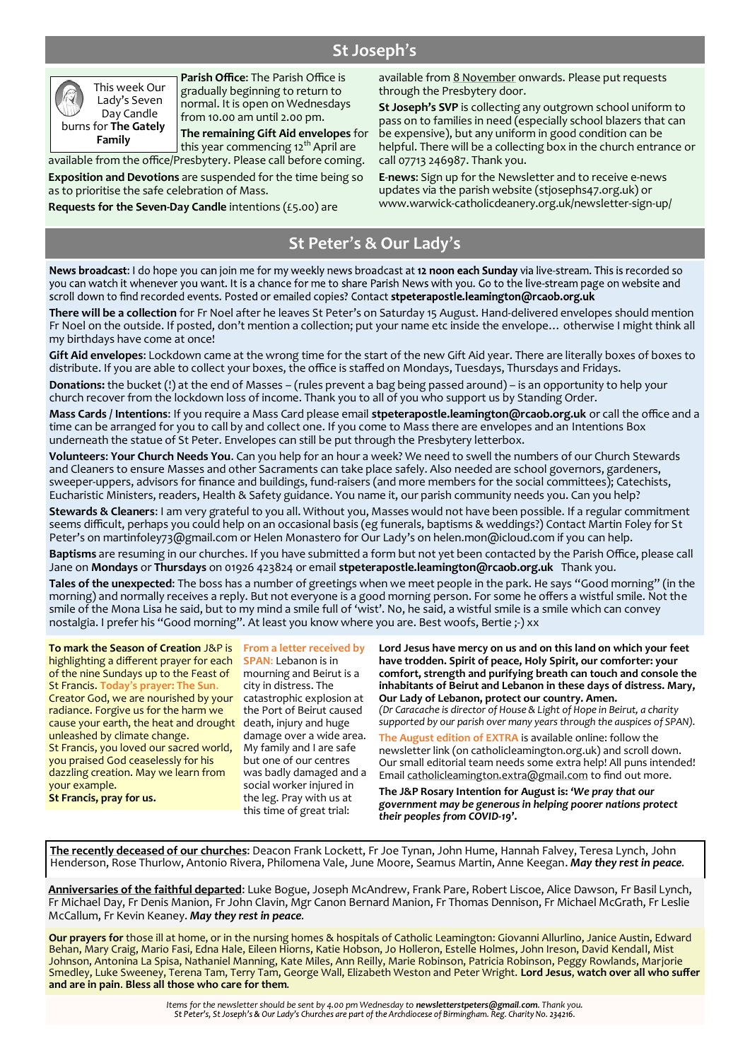## St Joseph's

This week Our Lady's Seven Day Candle burns for **The Gately Family**

**Parish Office**: The Parish Office is gradually beginning to return to normal. It is open on Wednesdays from 10.00 am until 2.00 pm.

**The remaining Gift Aid envelopes** for this year commencing 12th April are available from the office/Presbytery. Please call before coming.

**Exposition and Devotions** are suspended for the time being so as to prioritise the safe celebration of Mass.

**Requests for the Seven-Day Candle** intentions (£5.00) are available from 8 November onwards. Please put requests through the Presbytery door.

**St Joseph's SVP** is collecting any outgrown school uniform to pass on to families in need (especially school blazers that can be expensive), but any uniform in good condition can be helpful. There will be a collecting box in the church entrance or call 07713 246987. Thank you.

**E-news**: Sign up for the Newsletter and to receive e-news updates via the parish website (stjosephs47.org.uk) or www.warwick-catholicdeanery.org.uk/newsletter-sign-up/

## St Peter's & Our Lady's

**News broadcast**: I do hope you can join me for my weekly news broadcast at **12 noon each Sunday** via live-stream. This is recorded so you can watch it whenever you want. It is a chance for me to share Parish News with you. Go to the live-stream page on website and scroll down to find recorded events. Posted or emailed copies? Contact **stpeterapostle.leamington@rcaob.org.uk**

**There will be a collection** for Fr Noel after he leaves St Peter's on Saturday 15 August. Hand-delivered envelopes should mention Fr Noel on the outside. If posted, don't mention a collection; put your name etc inside the envelope… otherwise I might think all my birthdays have come at once!

**Gift Aid envelopes**: Lockdown came at the wrong time for the start of the new Gift Aid year. There are literally boxes of boxes to distribute. If you are able to collect your boxes, the office is staffed on Mondays, Tuesdays, Thursdays and Fridays.

**Donations:** the bucket (!) at the end of Masses – (rules prevent a bag being passed around) – is an opportunity to help your church recover from the lockdown loss of income. Thank you to all of you who support us by Standing Order.

**Mass Cards / Intentions**: If you require a Mass Card please email **stpeterapostle.leamington@rcaob.org.uk** or call the office and a time can be arranged for you to call by and collect one. If you come to Mass there are envelopes and an Intentions Box underneath the statue of St Peter. Envelopes can still be put through the Presbytery letterbox.

**Volunteers**: **Your Church Needs You**. Can you help for an hour a week? We need to swell the numbers of our Church Stewards and Cleaners to ensure Masses and other Sacraments can take place safely. Also needed are school governors, gardeners, sweeper-uppers, advisors for finance and buildings, fund-raisers (and more members for the social committees); Catechists, Eucharistic Ministers, readers, Health & Safety guidance. You name it, our parish community needs you. Can you help?

**Stewards & Cleaners**: I am very grateful to you all. Without you, Masses would not have been possible. If a regular commitment seems difficult, perhaps you could help on an occasional basis (eg funerals, baptisms & weddings?) Contact Martin Foley for St Peter's on martinfoley73@gmail.com or Helen Monastero for Our Lady's on helen.mon@icloud.com if you can help.

**Baptisms** are resuming in our churches. If you have submitted a form but not yet been contacted by the Parish Office, please call Jane on **Mondays** or **Thursdays** on 01926 423824 or email **stpeterapostle.leamington@rcaob.org.uk** Thank you.

**Tales of the unexpected**: The boss has a number of greetings when we meet people in the park. He says "Good morning" (in the morning) and normally receives a reply. But not everyone is a good morning person. For some he offers a wistful smile. Not the smile of the Mona Lisa he said, but to my mind a smile full of 'wist'. No, he said, a wistful smile is a smile which can convey nostalgia. I prefer his "Good morning". At least you know where you are. Best woofs, Bertie ;-) xx

**To mark the Season of Creation** J&P is highlighting a different prayer for each of the nine Sundays up to the Feast of St Francis. **Today's prayer: The Sun.** Creator God, we are nourished by your radiance. Forgive us for the harm we cause your earth, the heat and drought unleashed by climate change.
St Francis, you loved our sacred world, you praised God ceaselessly for his dazzling creation. May we learn from your example.
**St Francis, pray for us.**

**From a letter received by SPAN:** Lebanon is in mourning and Beirut is a city in distress. The catastrophic explosion at the Port of Beirut caused death, injury and huge damage over a wide area. My family and I are safe but one of our centres was badly damaged and a social worker injured in the leg. Pray with us at this time of great trial:

**Lord Jesus have mercy on us and on this land on which your feet have trodden. Spirit of peace, Holy Spirit, our comforter: your comfort, strength and purifying breath can touch and console the inhabitants of Beirut and Lebanon in these days of distress. Mary, Our Lady of Lebanon, protect our country. Amen.**
*(Dr Caracache is director of House & Light of Hope in Beirut, a charity supported by our parish over many years through the auspices of SPAN).*

**The August edition of EXTRA** is available online: follow the newsletter link (on catholicleamington.org.uk) and scroll down. Our small editorial team needs some extra help! All puns intended! Email catholicleamington.extra@gmail.com to find out more.

**The J&P Rosary Intention for August is:** ***'We pray that our government may be generous in helping poorer nations protect their peoples from COVID-19'.***

**The recently deceased of our churches**: Deacon Frank Lockett, Fr Joe Tynan, John Hume, Hannah Falvey, Teresa Lynch, John Henderson, Rose Thurlow, Antonio Rivera, Philomena Vale, June Moore, Seamus Martin, Anne Keegan. ***May they rest in peace.***

**Anniversaries of the faithful departed**: Luke Bogue, Joseph McAndrew, Frank Pare, Robert Liscoe, Alice Dawson, Fr Basil Lynch, Fr Michael Day, Fr Denis Manion, Fr John Clavin, Mgr Canon Bernard Manion, Fr Thomas Dennison, Fr Michael McGrath, Fr Leslie McCallum, Fr Kevin Keaney. ***May they rest in peace.***

**Our prayers for** those ill at home, or in the nursing homes & hospitals of Catholic Leamington: Giovanni Allurlino, Janice Austin, Edward Behan, Mary Craig, Mario Fasi, Edna Hale, Eileen Hiorns, Katie Hobson, Jo Holleron, Estelle Holmes, John Ireson, David Kendall, Mist Johnson, Antonina La Spisa, Nathaniel Manning, Kate Miles, Ann Reilly, Marie Robinson, Patricia Robinson, Peggy Rowlands, Marjorie Smedley, Luke Sweeney, Terena Tam, Terry Tam, George Wall, Elizabeth Weston and Peter Wright. **Lord Jesus, watch over all who suffer and are in pain. Bless all those who care for them.**

*Items for the newsletter should be sent by 4.00 pm Wednesday to* ***newsletterstpeters@gmail.com****. Thank you.*
*St Peter's, St Joseph's & Our Lady's Churches are part of the Archdiocese of Birmingham. Reg. Charity No. 234216.*